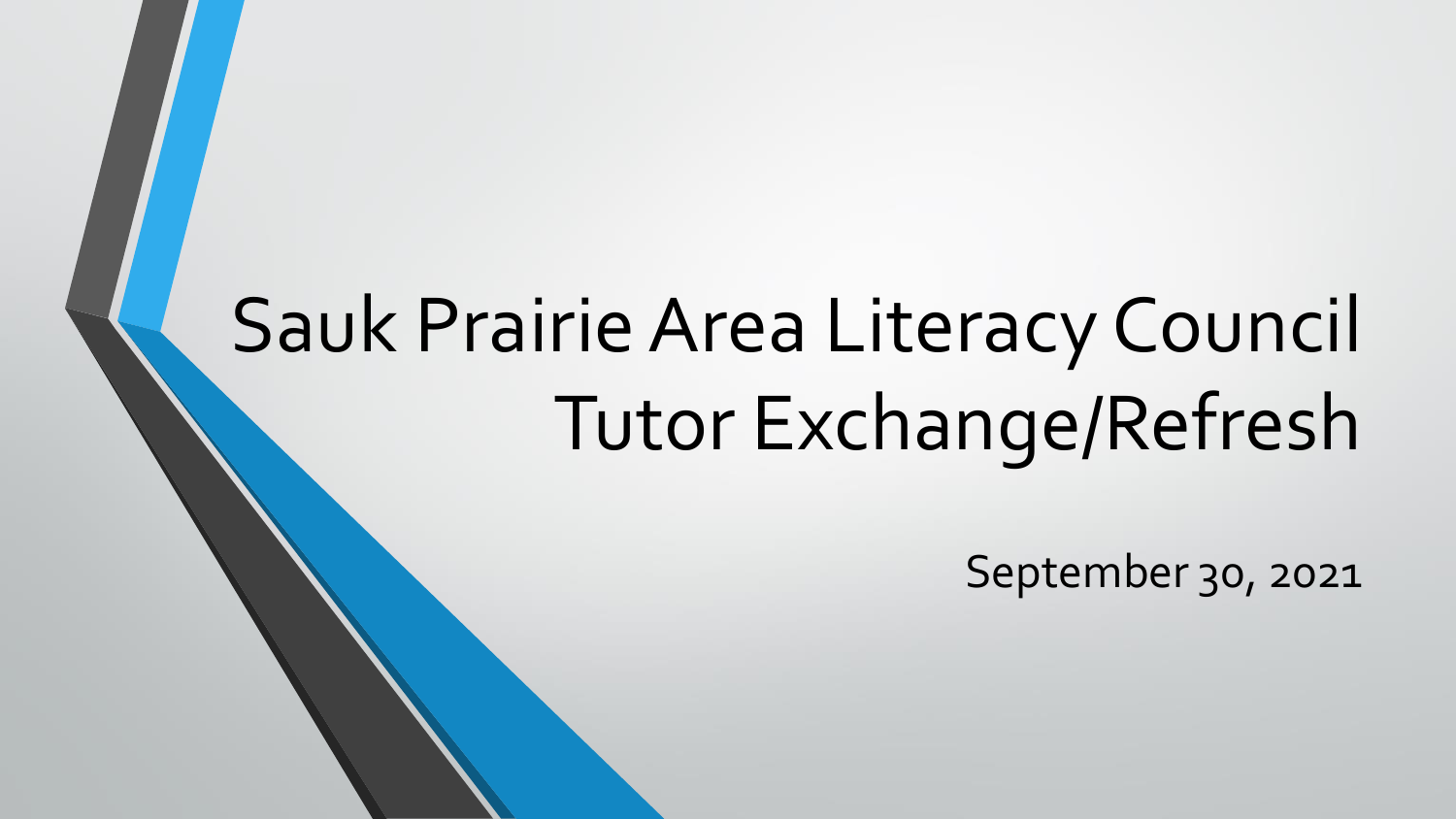# Sauk Prairie Area Literacy Council Tutor Exchange/Refresh

September 30, 2021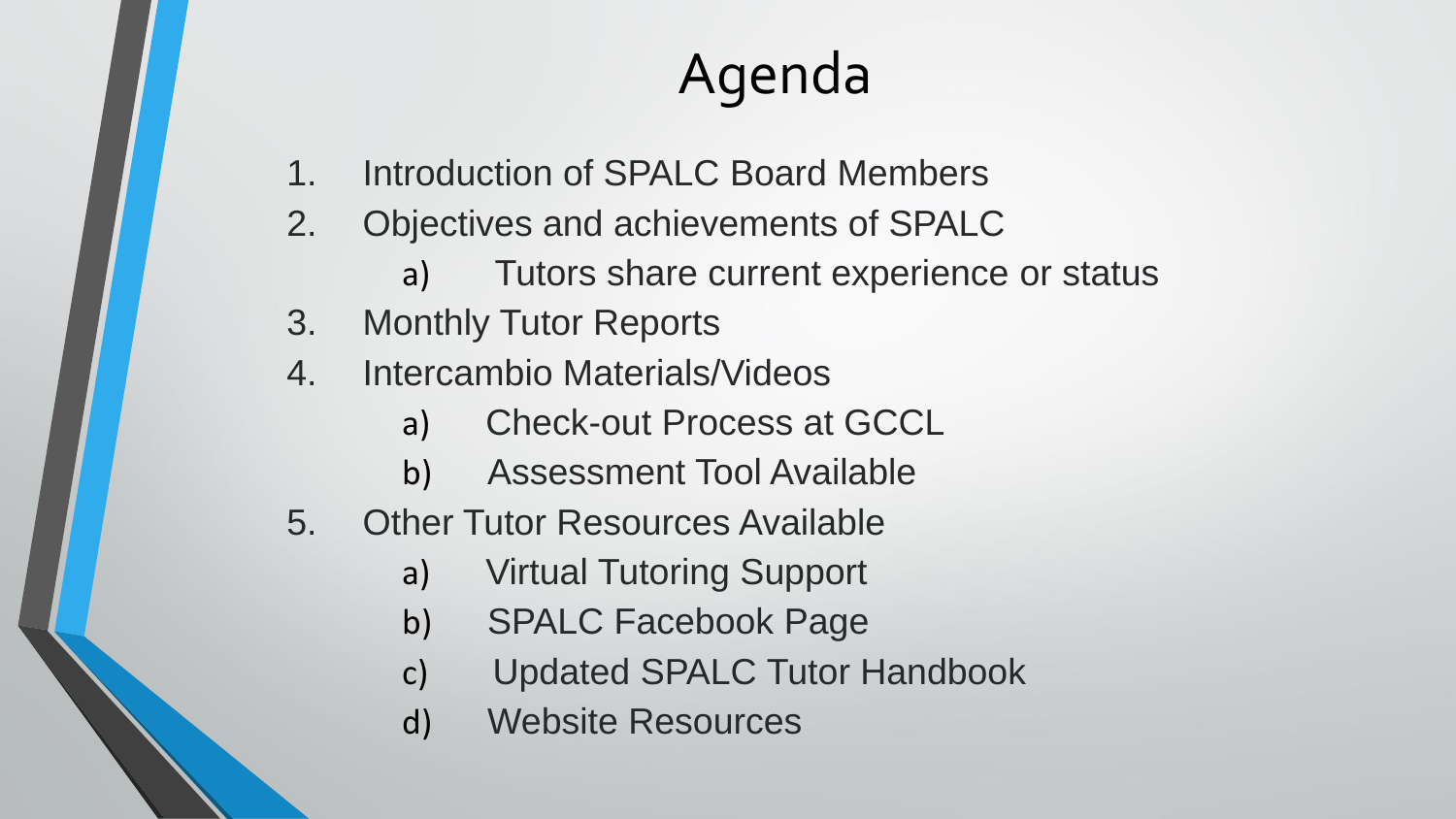# Agenda

1. Introduction of SPALC Board Members
2. Objectives and achievements of SPALC
   a) Tutors share current experience or status
3. Monthly Tutor Reports
4. Intercambio Materials/Videos
   a) Check-out Process at GCCL
   b) Assessment Tool Available
5. Other Tutor Resources Available
   a) Virtual Tutoring Support
   b) SPALC Facebook Page
   c) Updated SPALC Tutor Handbook
   d) Website Resources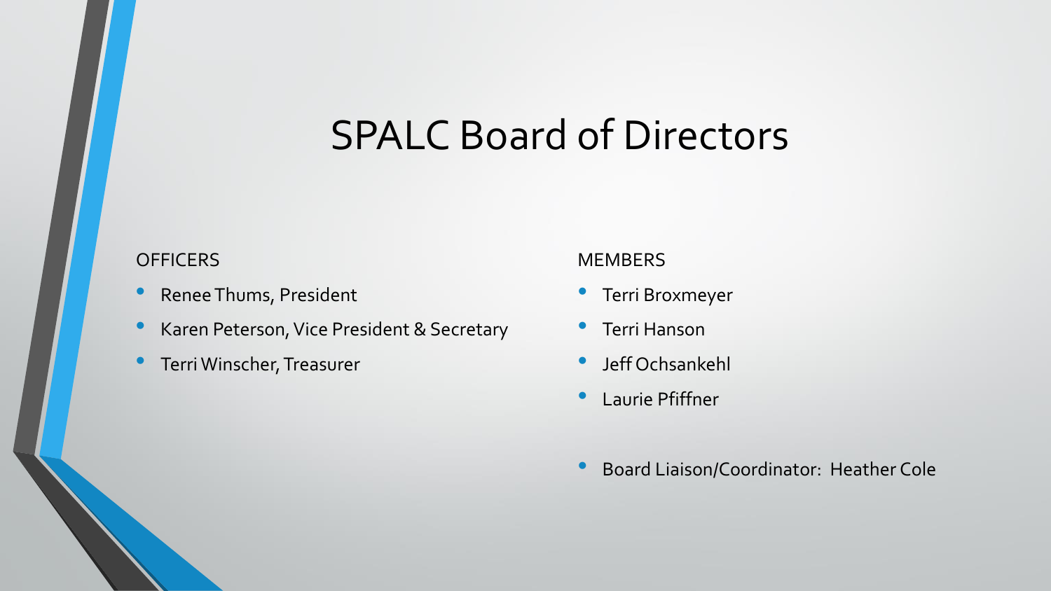# SPALC Board of Directors

OFFICERS

- Renee Thums, President
- Karen Peterson, Vice President & Secretary
- Terri Winscher, Treasurer

MEMBERS

- Terri Broxmeyer
- Terri Hanson
- Jeff Ochsankehl
- Laurie Pfiffner

- Board Liaison/Coordinator: Heather Cole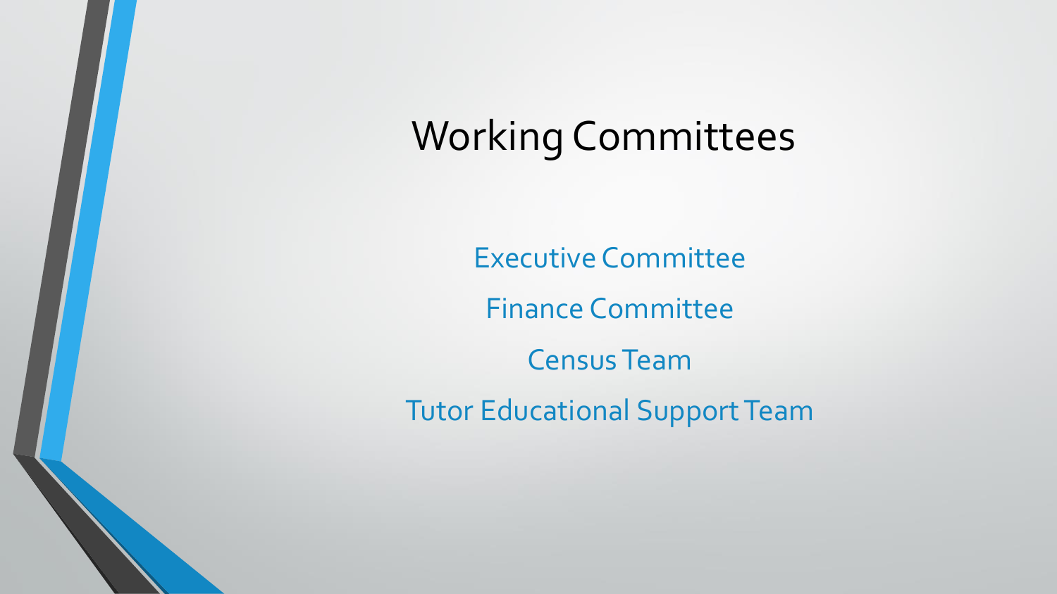# Working Committees

Executive Committee

Finance Committee

Census Team

Tutor Educational Support Team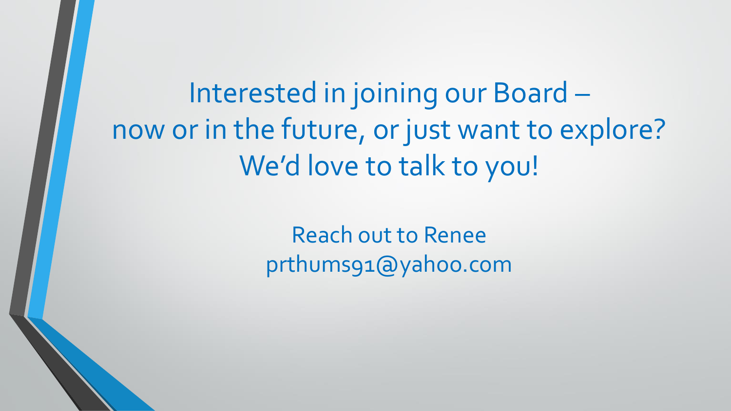Interested in joining our Board –
now or in the future, or just want to explore?
We'd love to talk to you!

Reach out to Renee
prthums91@yahoo.com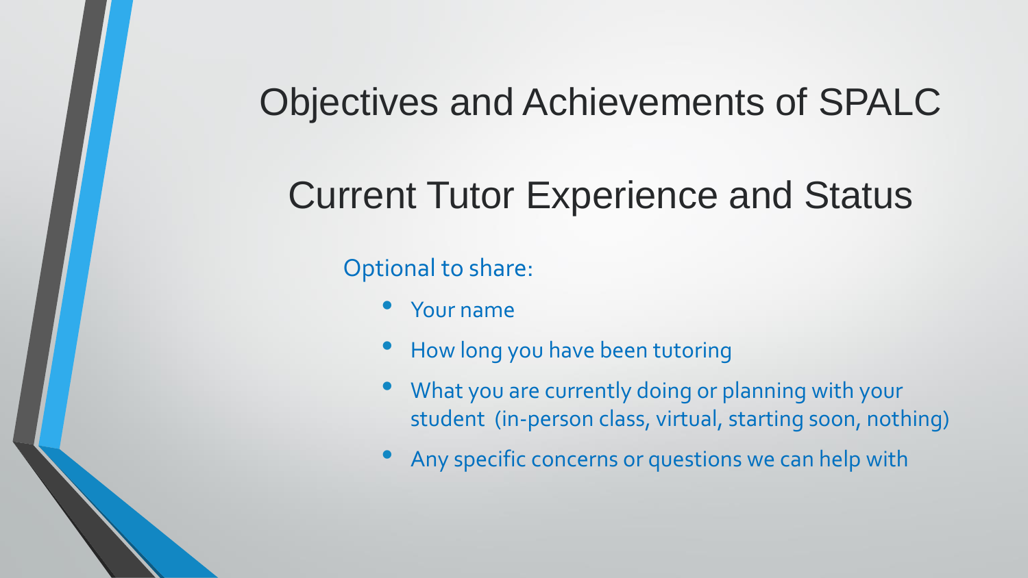# Objectives and Achievements of SPALC

## Current Tutor Experience and Status

Optional to share:

- Your name
- How long you have been tutoring
- What you are currently doing or planning with your student (in-person class, virtual, starting soon, nothing)
- Any specific concerns or questions we can help with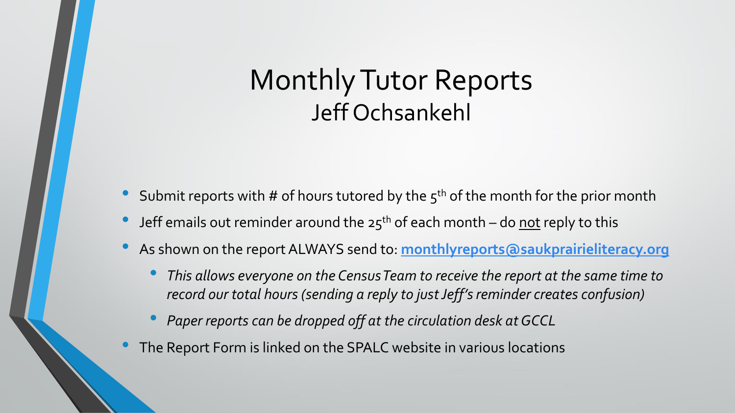# Monthly Tutor Reports

## Jeff Ochsankehl

- Submit reports with # of hours tutored by the 5th of the month for the prior month
- Jeff emails out reminder around the 25th of each month – do not reply to this
- As shown on the report ALWAYS send to: **monthlyreports@saukprairieliteracy.org**
  - *This allows everyone on the Census Team to receive the report at the same time to record our total hours (sending a reply to just Jeff's reminder creates confusion)*
  - *Paper reports can be dropped off at the circulation desk at GCCL*
- The Report Form is linked on the SPALC website in various locations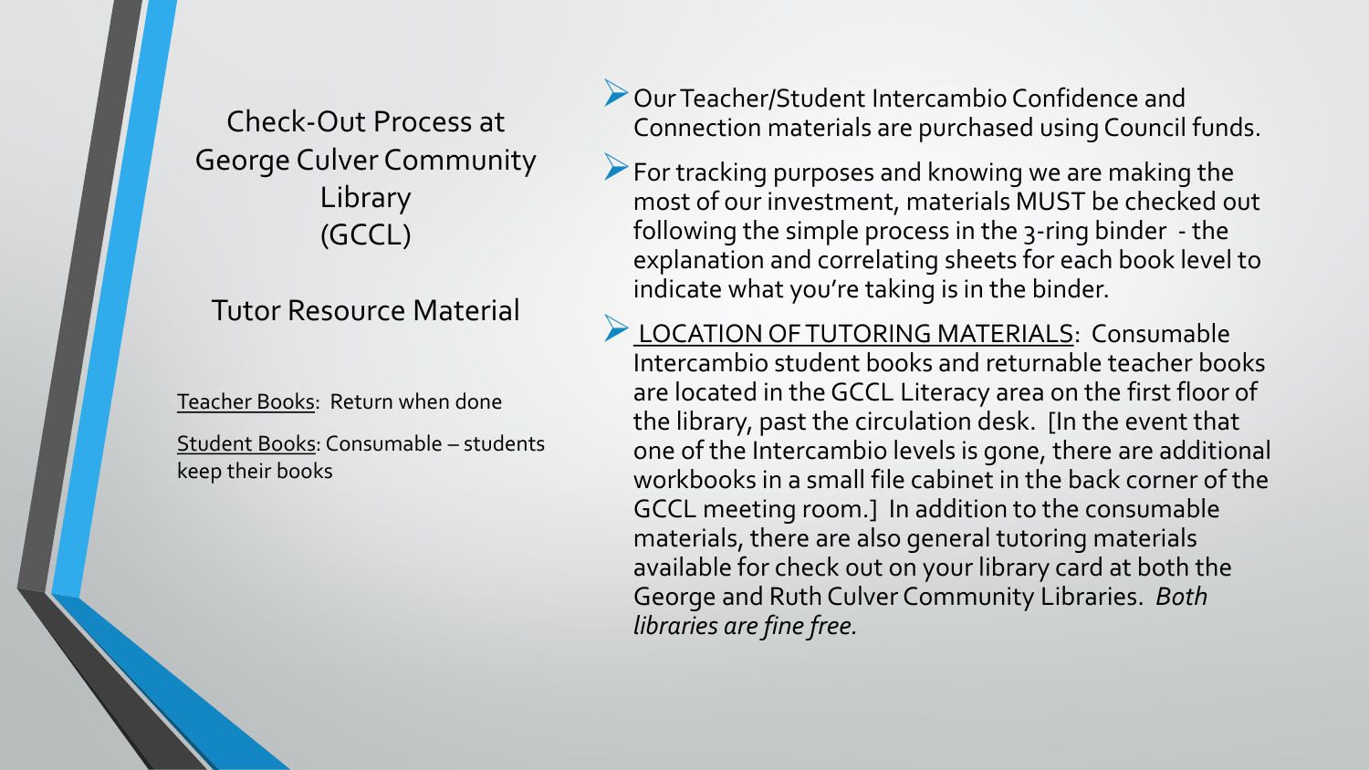# Check-Out Process at George Culver Community Library (GCCL)

## Tutor Resource Material

Teacher Books: Return when done

Student Books: Consumable – students keep their books

- Our Teacher/Student Intercambio Confidence and Connection materials are purchased using Council funds.
- For tracking purposes and knowing we are making the most of our investment, materials MUST be checked out following the simple process in the 3-ring binder - the explanation and correlating sheets for each book level to indicate what you're taking is in the binder.
- LOCATION OF TUTORING MATERIALS: Consumable Intercambio student books and returnable teacher books are located in the GCCL Literacy area on the first floor of the library, past the circulation desk. [In the event that one of the Intercambio levels is gone, there are additional workbooks in a small file cabinet in the back corner of the GCCL meeting room.] In addition to the consumable materials, there are also general tutoring materials available for check out on your library card at both the George and Ruth Culver Community Libraries. *Both libraries are fine free.*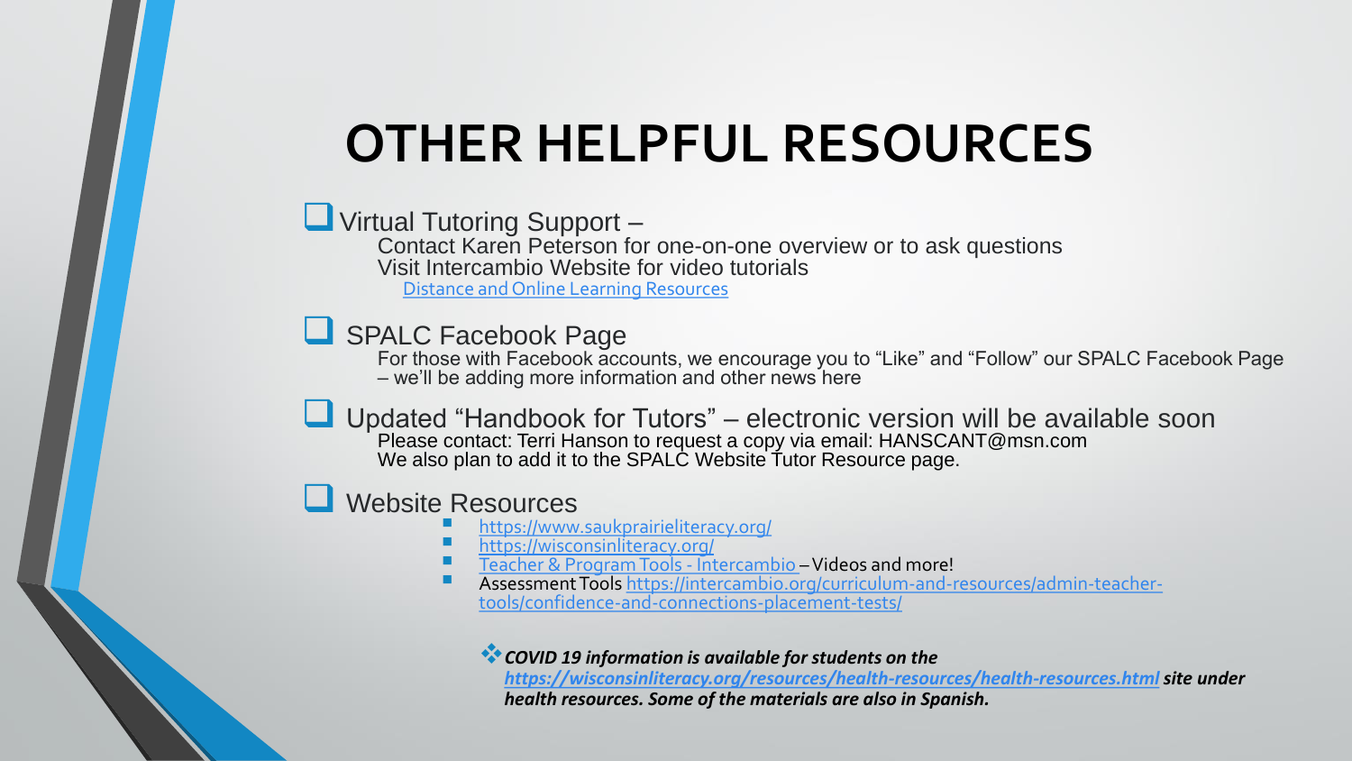# OTHER HELPFUL RESOURCES

- Virtual Tutoring Support –
  - Contact Karen Peterson for one-on-one overview or to ask questions
  - Visit Intercambio Website for video tutorials
    - Distance and Online Learning Resources

- SPALC Facebook Page
  - For those with Facebook accounts, we encourage you to "Like" and "Follow" our SPALC Facebook Page – we'll be adding more information and other news here

- Updated "Handbook for Tutors" – electronic version will be available soon
  - Please contact: Terri Hanson to request a copy via email: HANSCANT@msn.com
  - We also plan to add it to the SPALC Website Tutor Resource page.

- Website Resources
  - https://www.saukprairieliteracy.org/
  - https://wisconsinliteracy.org/
  - Teacher & Program Tools - Intercambio – Videos and more!
  - Assessment Tools https://intercambio.org/curriculum-and-resources/admin-teacher-tools/confidence-and-connections-placement-tests/

***COVID 19 information is available for students on the https://wisconsinliteracy.org/resources/health-resources/health-resources.html site under health resources. Some of the materials are also in Spanish.***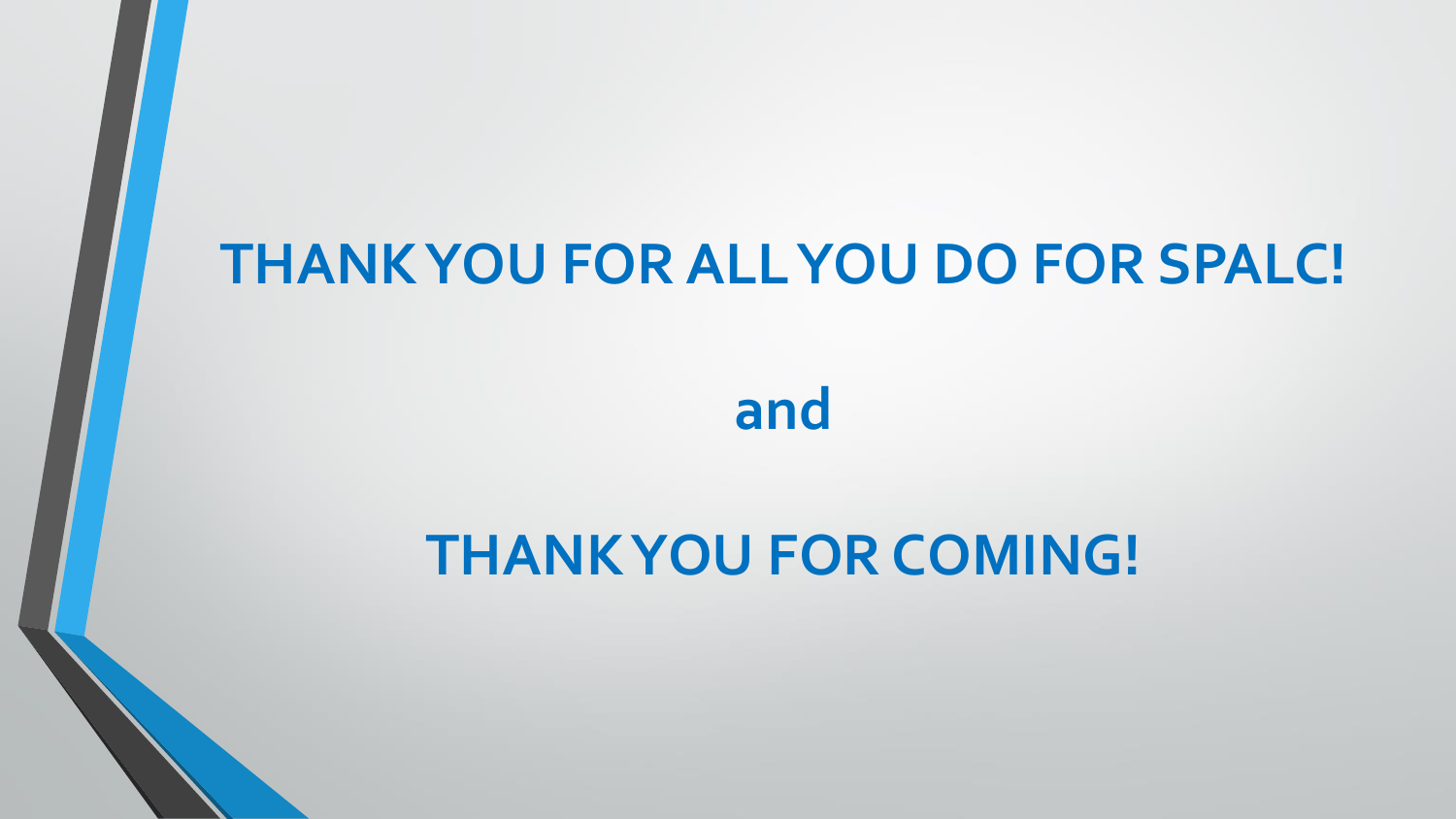# THANK YOU FOR ALL YOU DO FOR SPALC!

# and

# THANK YOU FOR COMING!